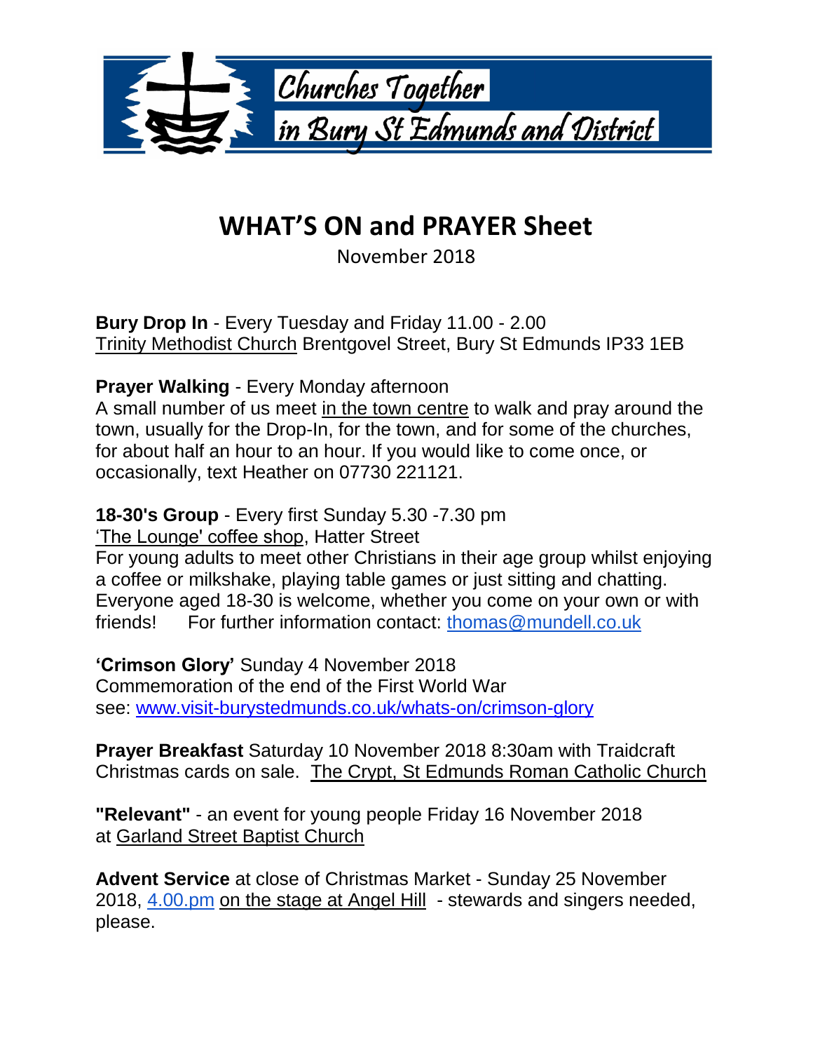Churches Together in Bury St Edmunds and District

# WHAT'S ON and PRAYER Sheet

November 2018

**Bury Drop In** - Every Tuesday and Friday 11.00 - 2.00
Trinity Methodist Church Brentgovel Street, Bury St Edmunds IP33 1EB

**Prayer Walking** - Every Monday afternoon
A small number of us meet in the town centre to walk and pray around the town, usually for the Drop-In, for the town, and for some of the churches, for about half an hour to an hour. If you would like to come once, or occasionally, text Heather on 07730 221121.

**18-30's Group** - Every first Sunday 5.30 -7.30 pm
'The Lounge' coffee shop, Hatter Street
For young adults to meet other Christians in their age group whilst enjoying a coffee or milkshake, playing table games or just sitting and chatting. Everyone aged 18-30 is welcome, whether you come on your own or with friends!     For further information contact: thomas@mundell.co.uk

**'Crimson Glory'** Sunday 4 November 2018
Commemoration of the end of the First World War
see: www.visit-burystedmunds.co.uk/whats-on/crimson-glory

**Prayer Breakfast** Saturday 10 November 2018 8:30am with Traidcraft Christmas cards on sale.  The Crypt, St Edmunds Roman Catholic Church

**"Relevant"** - an event for young people Friday 16 November 2018 at Garland Street Baptist Church

**Advent Service** at close of Christmas Market - Sunday 25 November 2018, 4.00.pm on the stage at Angel Hill  - stewards and singers needed, please.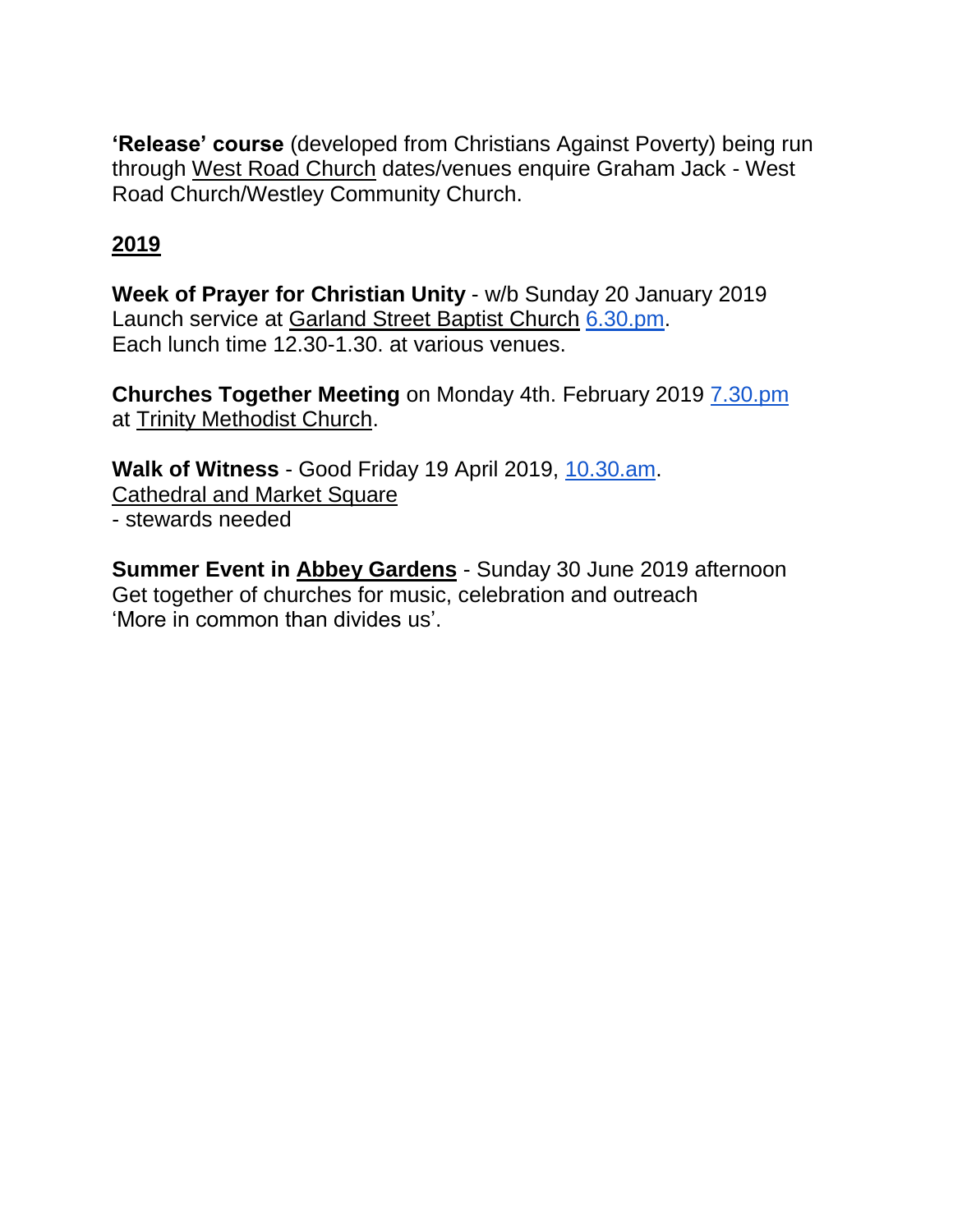**'Release' course** (developed from Christians Against Poverty) being run through West Road Church dates/venues enquire Graham Jack - West Road Church/Westley Community Church.

## 2019

**Week of Prayer for Christian Unity** - w/b Sunday 20 January 2019
Launch service at Garland Street Baptist Church 6.30.pm.
Each lunch time 12.30-1.30. at various venues.

**Churches Together Meeting** on Monday 4th. February 2019 7.30.pm at Trinity Methodist Church.

**Walk of Witness** - Good Friday 19 April 2019, 10.30.am.
Cathedral and Market Square
- stewards needed

**Summer Event in Abbey Gardens** - Sunday 30 June 2019 afternoon
Get together of churches for music, celebration and outreach
'More in common than divides us'.